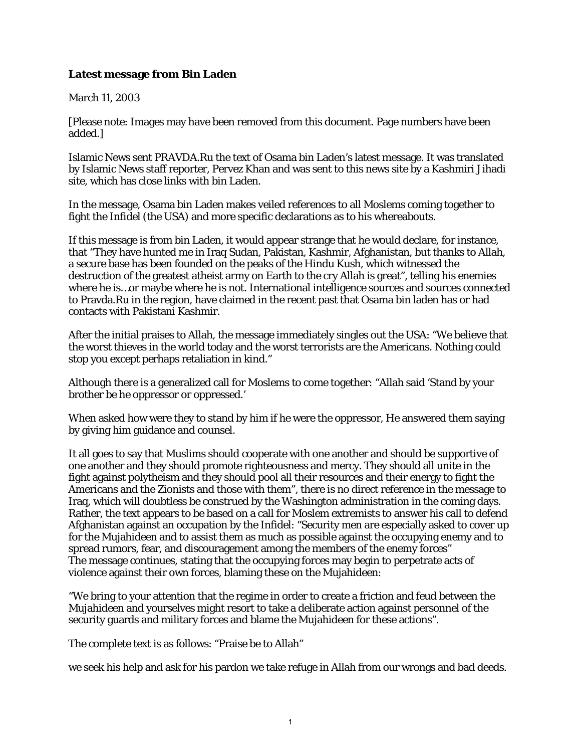**Latest message from Bin Laden**

March 11, 2003

[Please note: Images may have been removed from this document. Page numbers have been added.]

Islamic News sent PRAVDA.Ru the text of Osama bin Laden's latest message. It was translated by Islamic News staff reporter, Pervez Khan and was sent to this news site by a Kashmiri Jihadi site, which has close links with bin Laden.

In the message, Osama bin Laden makes veiled references to all Moslems coming together to fight the Infidel (the USA) and more specific declarations as to his whereabouts.

If this message is from bin Laden, it would appear strange that he would declare, for instance, that "They have hunted me in Iraq Sudan, Pakistan, Kashmir, Afghanistan, but thanks to Allah, a secure base has been founded on the peaks of the Hindu Kush, which witnessed the destruction of the greatest atheist army on Earth to the cry Allah is great", telling his enemies where he is…or maybe where he is not. International intelligence sources and sources connected to Pravda.Ru in the region, have claimed in the recent past that Osama bin laden has or had contacts with Pakistani Kashmir.

After the initial praises to Allah, the message immediately singles out the USA: "We believe that the worst thieves in the world today and the worst terrorists are the Americans. Nothing could stop you except perhaps retaliation in kind."

Although there is a generalized call for Moslems to come together: "Allah said 'Stand by your brother be he oppressor or oppressed.'

When asked how were they to stand by him if he were the oppressor, He answered them saying by giving him guidance and counsel.

It all goes to say that Muslims should cooperate with one another and should be supportive of one another and they should promote righteousness and mercy. They should all unite in the fight against polytheism and they should pool all their resources and their energy to fight the Americans and the Zionists and those with them", there is no direct reference in the message to Iraq, which will doubtless be construed by the Washington administration in the coming days. Rather, the text appears to be based on a call for Moslem extremists to answer his call to defend Afghanistan against an occupation by the Infidel: "Security men are especially asked to cover up for the Mujahideen and to assist them as much as possible against the occupying enemy and to spread rumors, fear, and discouragement among the members of the enemy forces"
The message continues, stating that the occupying forces may begin to perpetrate acts of violence against their own forces, blaming these on the Mujahideen:

"We bring to your attention that the regime in order to create a friction and feud between the Mujahideen and yourselves might resort to take a deliberate action against personnel of the security guards and military forces and blame the Mujahideen for these actions".

The complete text is as follows: "Praise be to Allah"

we seek his help and ask for his pardon we take refuge in Allah from our wrongs and bad deeds.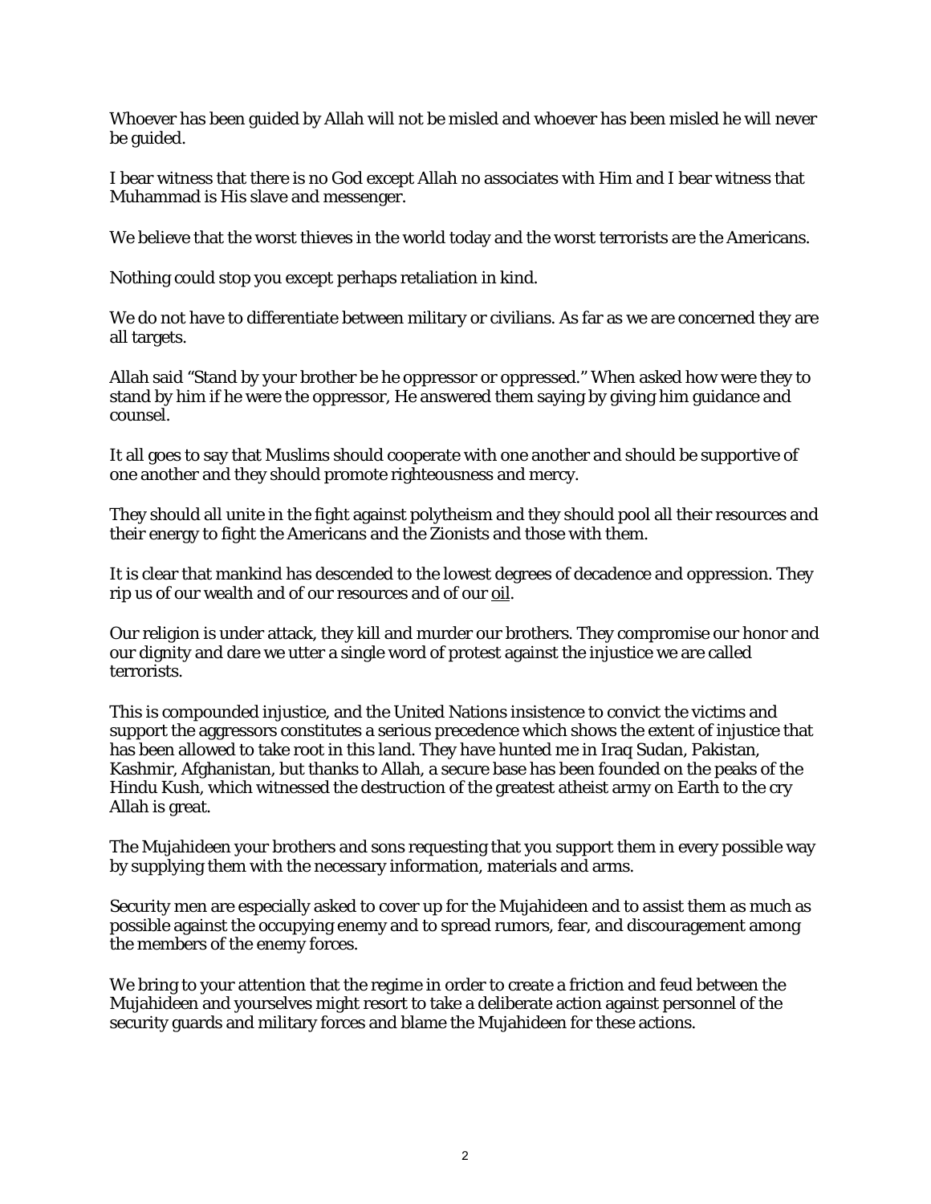Whoever has been guided by Allah will not be misled and whoever has been misled he will never be guided.

I bear witness that there is no God except Allah no associates with Him and I bear witness that Muhammad is His slave and messenger.

We believe that the worst thieves in the world today and the worst terrorists are the Americans.

Nothing could stop you except perhaps retaliation in kind.

We do not have to differentiate between military or civilians. As far as we are concerned they are all targets.

Allah said "Stand by your brother be he oppressor or oppressed." When asked how were they to stand by him if he were the oppressor, He answered them saying by giving him guidance and counsel.

It all goes to say that Muslims should cooperate with one another and should be supportive of one another and they should promote righteousness and mercy.

They should all unite in the fight against polytheism and they should pool all their resources and their energy to fight the Americans and the Zionists and those with them.

It is clear that mankind has descended to the lowest degrees of decadence and oppression. They rip us of our wealth and of our resources and of our oil.

Our religion is under attack, they kill and murder our brothers. They compromise our honor and our dignity and dare we utter a single word of protest against the injustice we are called terrorists.

This is compounded injustice, and the United Nations insistence to convict the victims and support the aggressors constitutes a serious precedence which shows the extent of injustice that has been allowed to take root in this land. They have hunted me in Iraq Sudan, Pakistan, Kashmir, Afghanistan, but thanks to Allah, a secure base has been founded on the peaks of the Hindu Kush, which witnessed the destruction of the greatest atheist army on Earth to the cry Allah is great.

The Mujahideen your brothers and sons requesting that you support them in every possible way by supplying them with the necessary information, materials and arms.

Security men are especially asked to cover up for the Mujahideen and to assist them as much as possible against the occupying enemy and to spread rumors, fear, and discouragement among the members of the enemy forces.

We bring to your attention that the regime in order to create a friction and feud between the Mujahideen and yourselves might resort to take a deliberate action against personnel of the security guards and military forces and blame the Mujahideen for these actions.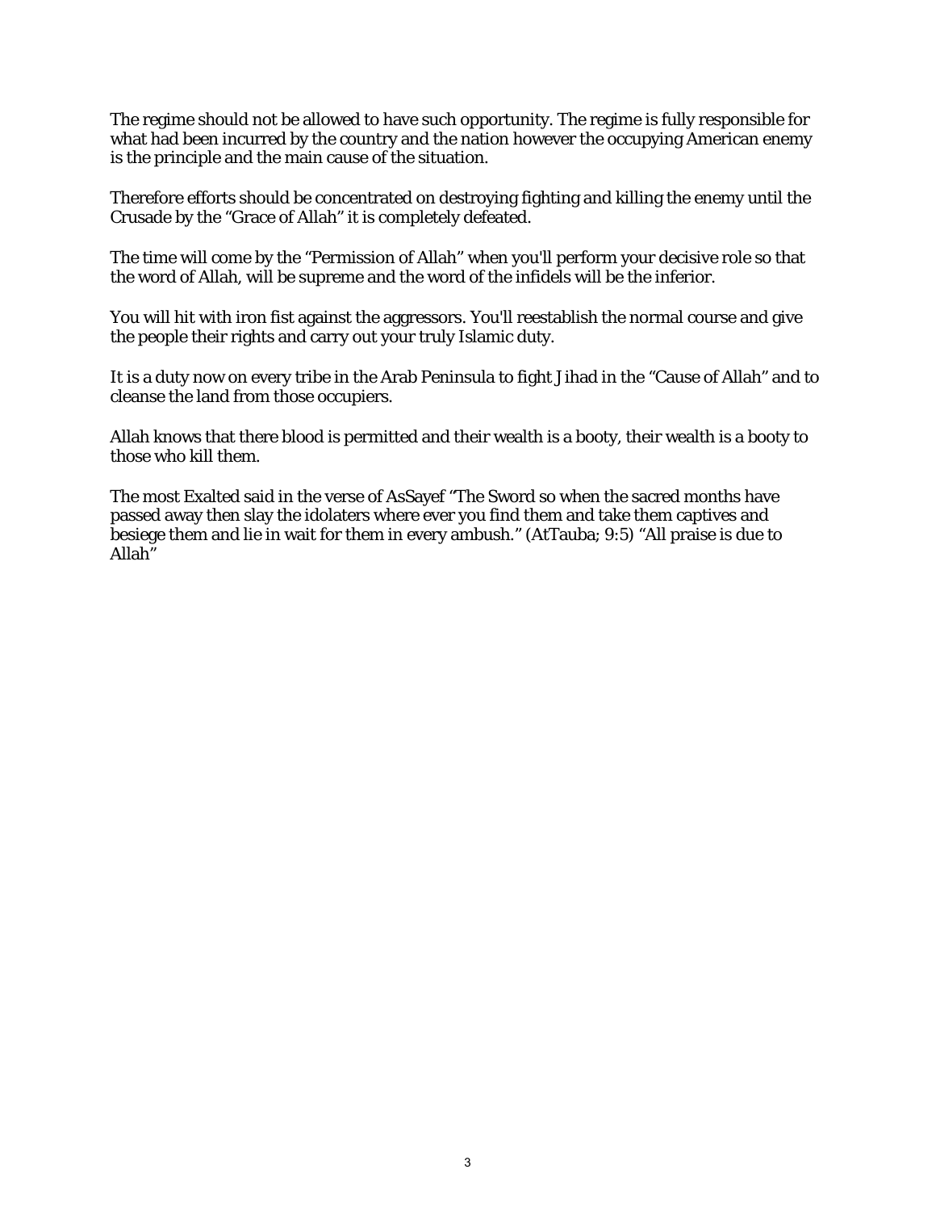The regime should not be allowed to have such opportunity. The regime is fully responsible for what had been incurred by the country and the nation however the occupying American enemy is the principle and the main cause of the situation.

Therefore efforts should be concentrated on destroying fighting and killing the enemy until the Crusade by the "Grace of Allah" it is completely defeated.

The time will come by the "Permission of Allah" when you'll perform your decisive role so that the word of Allah, will be supreme and the word of the infidels will be the inferior.

You will hit with iron fist against the aggressors. You'll reestablish the normal course and give the people their rights and carry out your truly Islamic duty.

It is a duty now on every tribe in the Arab Peninsula to fight Jihad in the "Cause of Allah" and to cleanse the land from those occupiers.

Allah knows that there blood is permitted and their wealth is a booty, their wealth is a booty to those who kill them.

The most Exalted said in the verse of AsSayef "The Sword so when the sacred months have passed away then slay the idolaters where ever you find them and take them captives and besiege them and lie in wait for them in every ambush." (AtTauba; 9:5) "All praise is due to Allah"